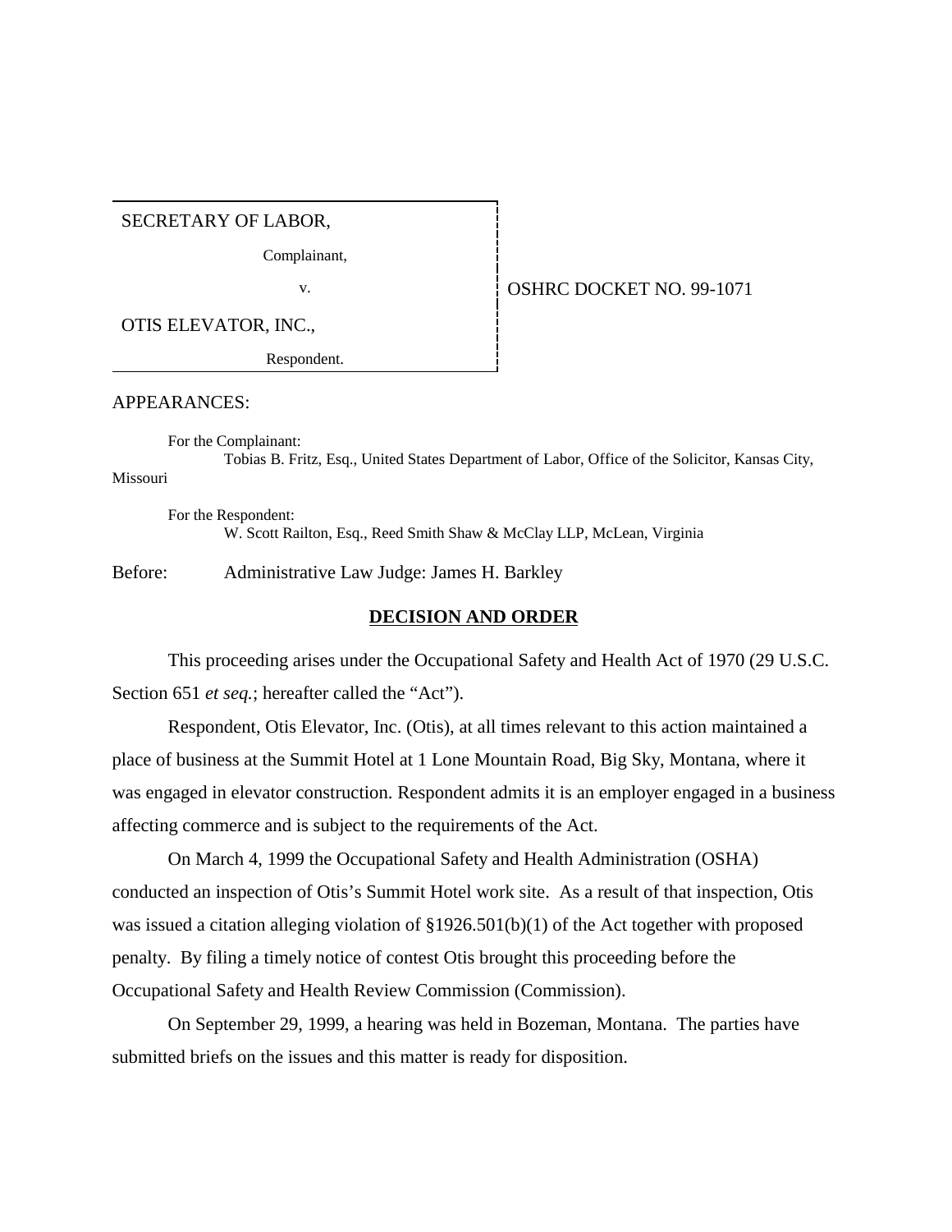SECRETARY OF LABOR,

Complainant,

v.

OTIS ELEVATOR, INC.,

Respondent.

OSHRC DOCKET NO. 99-1071

APPEARANCES:

For the Complainant:
Tobias B. Fritz, Esq., United States Department of Labor, Office of the Solicitor, Kansas City, Missouri

For the Respondent:
W. Scott Railton, Esq., Reed Smith Shaw & McClay LLP, McLean, Virginia

Before: Administrative Law Judge: James H. Barkley

## DECISION AND ORDER

This proceeding arises under the Occupational Safety and Health Act of 1970 (29 U.S.C. Section 651 *et seq.*; hereafter called the "Act").

Respondent, Otis Elevator, Inc. (Otis), at all times relevant to this action maintained a place of business at the Summit Hotel at 1 Lone Mountain Road, Big Sky, Montana, where it was engaged in elevator construction. Respondent admits it is an employer engaged in a business affecting commerce and is subject to the requirements of the Act.

On March 4, 1999 the Occupational Safety and Health Administration (OSHA) conducted an inspection of Otis's Summit Hotel work site. As a result of that inspection, Otis was issued a citation alleging violation of §1926.501(b)(1) of the Act together with proposed penalty. By filing a timely notice of contest Otis brought this proceeding before the Occupational Safety and Health Review Commission (Commission).

On September 29, 1999, a hearing was held in Bozeman, Montana. The parties have submitted briefs on the issues and this matter is ready for disposition.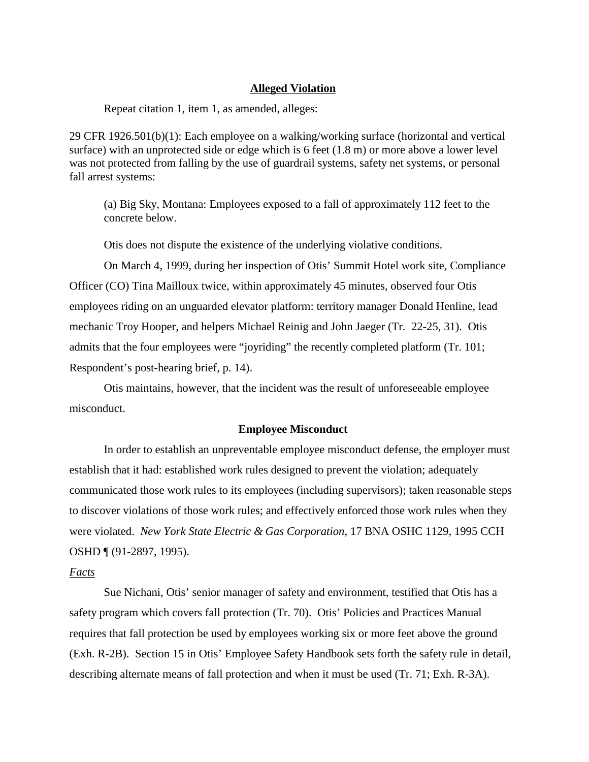## Alleged Violation

Repeat citation 1, item 1, as amended, alleges:

29 CFR 1926.501(b)(1): Each employee on a walking/working surface (horizontal and vertical surface) with an unprotected side or edge which is 6 feet (1.8 m) or more above a lower level was not protected from falling by the use of guardrail systems, safety net systems, or personal fall arrest systems:

> (a) Big Sky, Montana: Employees exposed to a fall of approximately 112 feet to the concrete below.

Otis does not dispute the existence of the underlying violative conditions.

On March 4, 1999, during her inspection of Otis' Summit Hotel work site, Compliance Officer (CO) Tina Mailloux twice, within approximately 45 minutes, observed four Otis employees riding on an unguarded elevator platform: territory manager Donald Henline, lead mechanic Troy Hooper, and helpers Michael Reinig and John Jaeger (Tr. 22-25, 31). Otis admits that the four employees were "joyriding" the recently completed platform (Tr. 101; Respondent's post-hearing brief, p. 14).

Otis maintains, however, that the incident was the result of unforeseeable employee misconduct.

### Employee Misconduct

In order to establish an unpreventable employee misconduct defense, the employer must establish that it had: established work rules designed to prevent the violation; adequately communicated those work rules to its employees (including supervisors); taken reasonable steps to discover violations of those work rules; and effectively enforced those work rules when they were violated. *New York State Electric & Gas Corporation*, 17 BNA OSHC 1129, 1995 CCH OSHD ¶ (91-2897, 1995).

*Facts*

Sue Nichani, Otis' senior manager of safety and environment, testified that Otis has a safety program which covers fall protection (Tr. 70). Otis' Policies and Practices Manual requires that fall protection be used by employees working six or more feet above the ground (Exh. R-2B). Section 15 in Otis' Employee Safety Handbook sets forth the safety rule in detail, describing alternate means of fall protection and when it must be used (Tr. 71; Exh. R-3A).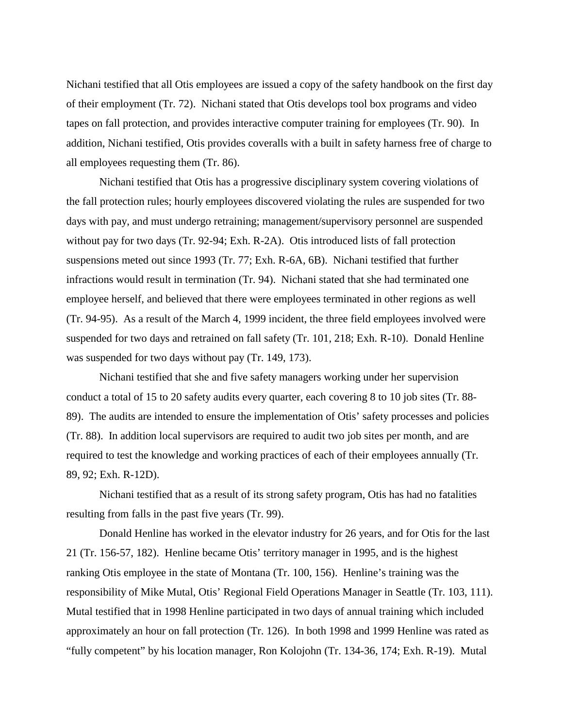Nichani testified that all Otis employees are issued a copy of the safety handbook on the first day of their employment (Tr. 72). Nichani stated that Otis develops tool box programs and video tapes on fall protection, and provides interactive computer training for employees (Tr. 90). In addition, Nichani testified, Otis provides coveralls with a built in safety harness free of charge to all employees requesting them (Tr. 86).

Nichani testified that Otis has a progressive disciplinary system covering violations of the fall protection rules; hourly employees discovered violating the rules are suspended for two days with pay, and must undergo retraining; management/supervisory personnel are suspended without pay for two days (Tr. 92-94; Exh. R-2A). Otis introduced lists of fall protection suspensions meted out since 1993 (Tr. 77; Exh. R-6A, 6B). Nichani testified that further infractions would result in termination (Tr. 94). Nichani stated that she had terminated one employee herself, and believed that there were employees terminated in other regions as well (Tr. 94-95). As a result of the March 4, 1999 incident, the three field employees involved were suspended for two days and retrained on fall safety (Tr. 101, 218; Exh. R-10). Donald Henline was suspended for two days without pay (Tr. 149, 173).

Nichani testified that she and five safety managers working under her supervision conduct a total of 15 to 20 safety audits every quarter, each covering 8 to 10 job sites (Tr. 88-89). The audits are intended to ensure the implementation of Otis' safety processes and policies (Tr. 88). In addition local supervisors are required to audit two job sites per month, and are required to test the knowledge and working practices of each of their employees annually (Tr. 89, 92; Exh. R-12D).

Nichani testified that as a result of its strong safety program, Otis has had no fatalities resulting from falls in the past five years (Tr. 99).

Donald Henline has worked in the elevator industry for 26 years, and for Otis for the last 21 (Tr. 156-57, 182). Henline became Otis' territory manager in 1995, and is the highest ranking Otis employee in the state of Montana (Tr. 100, 156). Henline's training was the responsibility of Mike Mutal, Otis' Regional Field Operations Manager in Seattle (Tr. 103, 111). Mutal testified that in 1998 Henline participated in two days of annual training which included approximately an hour on fall protection (Tr. 126). In both 1998 and 1999 Henline was rated as "fully competent" by his location manager, Ron Kolojohn (Tr. 134-36, 174; Exh. R-19). Mutal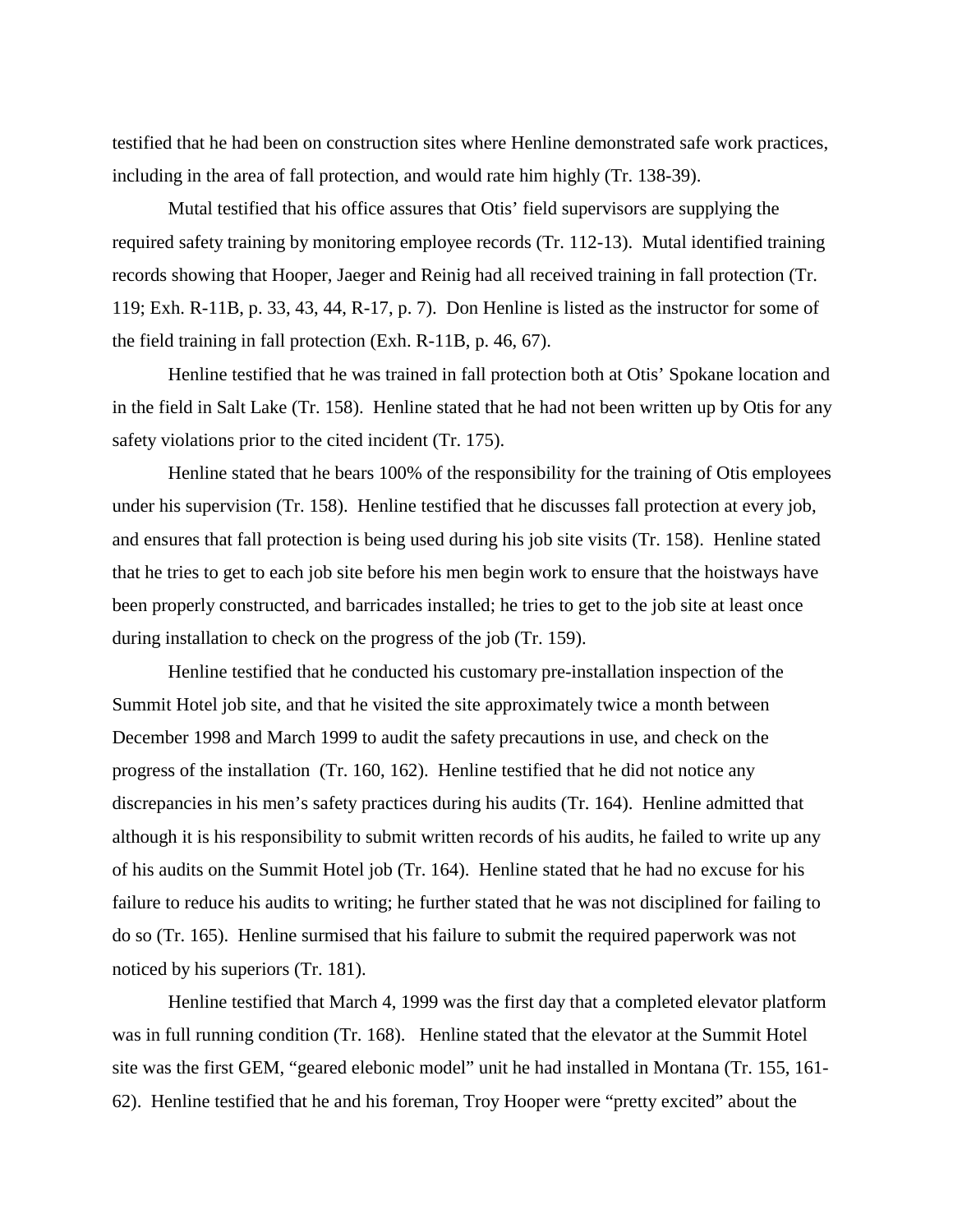testified that he had been on construction sites where Henline demonstrated safe work practices, including in the area of fall protection, and would rate him highly (Tr. 138-39).

Mutal testified that his office assures that Otis' field supervisors are supplying the required safety training by monitoring employee records (Tr. 112-13). Mutal identified training records showing that Hooper, Jaeger and Reinig had all received training in fall protection (Tr. 119; Exh. R-11B, p. 33, 43, 44, R-17, p. 7). Don Henline is listed as the instructor for some of the field training in fall protection (Exh. R-11B, p. 46, 67).

Henline testified that he was trained in fall protection both at Otis' Spokane location and in the field in Salt Lake (Tr. 158). Henline stated that he had not been written up by Otis for any safety violations prior to the cited incident (Tr. 175).

Henline stated that he bears 100% of the responsibility for the training of Otis employees under his supervision (Tr. 158). Henline testified that he discusses fall protection at every job, and ensures that fall protection is being used during his job site visits (Tr. 158). Henline stated that he tries to get to each job site before his men begin work to ensure that the hoistways have been properly constructed, and barricades installed; he tries to get to the job site at least once during installation to check on the progress of the job (Tr. 159).

Henline testified that he conducted his customary pre-installation inspection of the Summit Hotel job site, and that he visited the site approximately twice a month between December 1998 and March 1999 to audit the safety precautions in use, and check on the progress of the installation (Tr. 160, 162). Henline testified that he did not notice any discrepancies in his men's safety practices during his audits (Tr. 164). Henline admitted that although it is his responsibility to submit written records of his audits, he failed to write up any of his audits on the Summit Hotel job (Tr. 164). Henline stated that he had no excuse for his failure to reduce his audits to writing; he further stated that he was not disciplined for failing to do so (Tr. 165). Henline surmised that his failure to submit the required paperwork was not noticed by his superiors (Tr. 181).

Henline testified that March 4, 1999 was the first day that a completed elevator platform was in full running condition (Tr. 168). Henline stated that the elevator at the Summit Hotel site was the first GEM, "geared elebonic model" unit he had installed in Montana (Tr. 155, 161-62). Henline testified that he and his foreman, Troy Hooper were "pretty excited" about the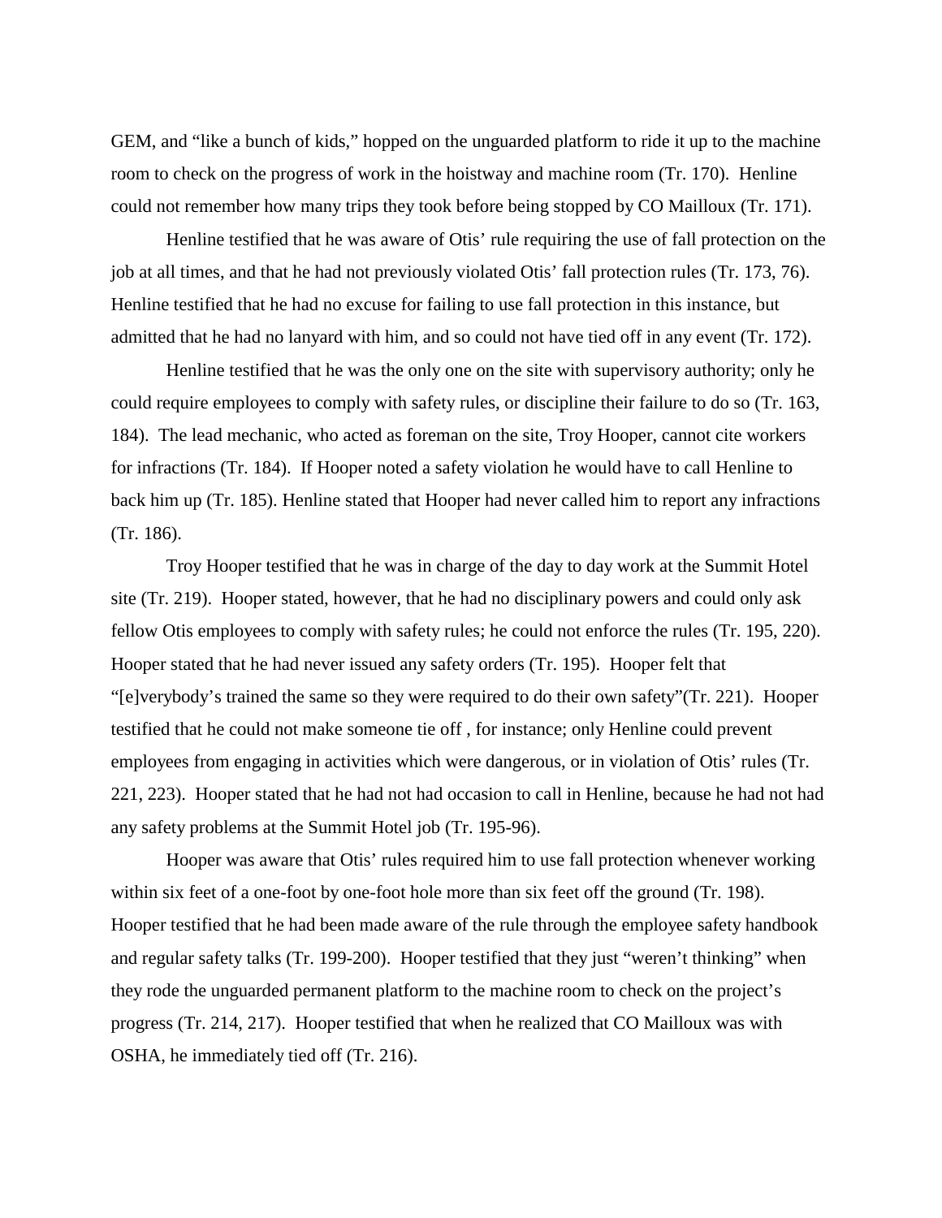GEM, and "like a bunch of kids," hopped on the unguarded platform to ride it up to the machine room to check on the progress of work in the hoistway and machine room (Tr. 170). Henline could not remember how many trips they took before being stopped by CO Mailloux (Tr. 171).

Henline testified that he was aware of Otis' rule requiring the use of fall protection on the job at all times, and that he had not previously violated Otis' fall protection rules (Tr. 173, 76). Henline testified that he had no excuse for failing to use fall protection in this instance, but admitted that he had no lanyard with him, and so could not have tied off in any event (Tr. 172).

Henline testified that he was the only one on the site with supervisory authority; only he could require employees to comply with safety rules, or discipline their failure to do so (Tr. 163, 184). The lead mechanic, who acted as foreman on the site, Troy Hooper, cannot cite workers for infractions (Tr. 184). If Hooper noted a safety violation he would have to call Henline to back him up (Tr. 185). Henline stated that Hooper had never called him to report any infractions (Tr. 186).

Troy Hooper testified that he was in charge of the day to day work at the Summit Hotel site (Tr. 219). Hooper stated, however, that he had no disciplinary powers and could only ask fellow Otis employees to comply with safety rules; he could not enforce the rules (Tr. 195, 220). Hooper stated that he had never issued any safety orders (Tr. 195). Hooper felt that "[e]verybody's trained the same so they were required to do their own safety"(Tr. 221). Hooper testified that he could not make someone tie off , for instance; only Henline could prevent employees from engaging in activities which were dangerous, or in violation of Otis' rules (Tr. 221, 223). Hooper stated that he had not had occasion to call in Henline, because he had not had any safety problems at the Summit Hotel job (Tr. 195-96).

Hooper was aware that Otis' rules required him to use fall protection whenever working within six feet of a one-foot by one-foot hole more than six feet off the ground (Tr. 198). Hooper testified that he had been made aware of the rule through the employee safety handbook and regular safety talks (Tr. 199-200). Hooper testified that they just "weren't thinking" when they rode the unguarded permanent platform to the machine room to check on the project's progress (Tr. 214, 217). Hooper testified that when he realized that CO Mailloux was with OSHA, he immediately tied off (Tr. 216).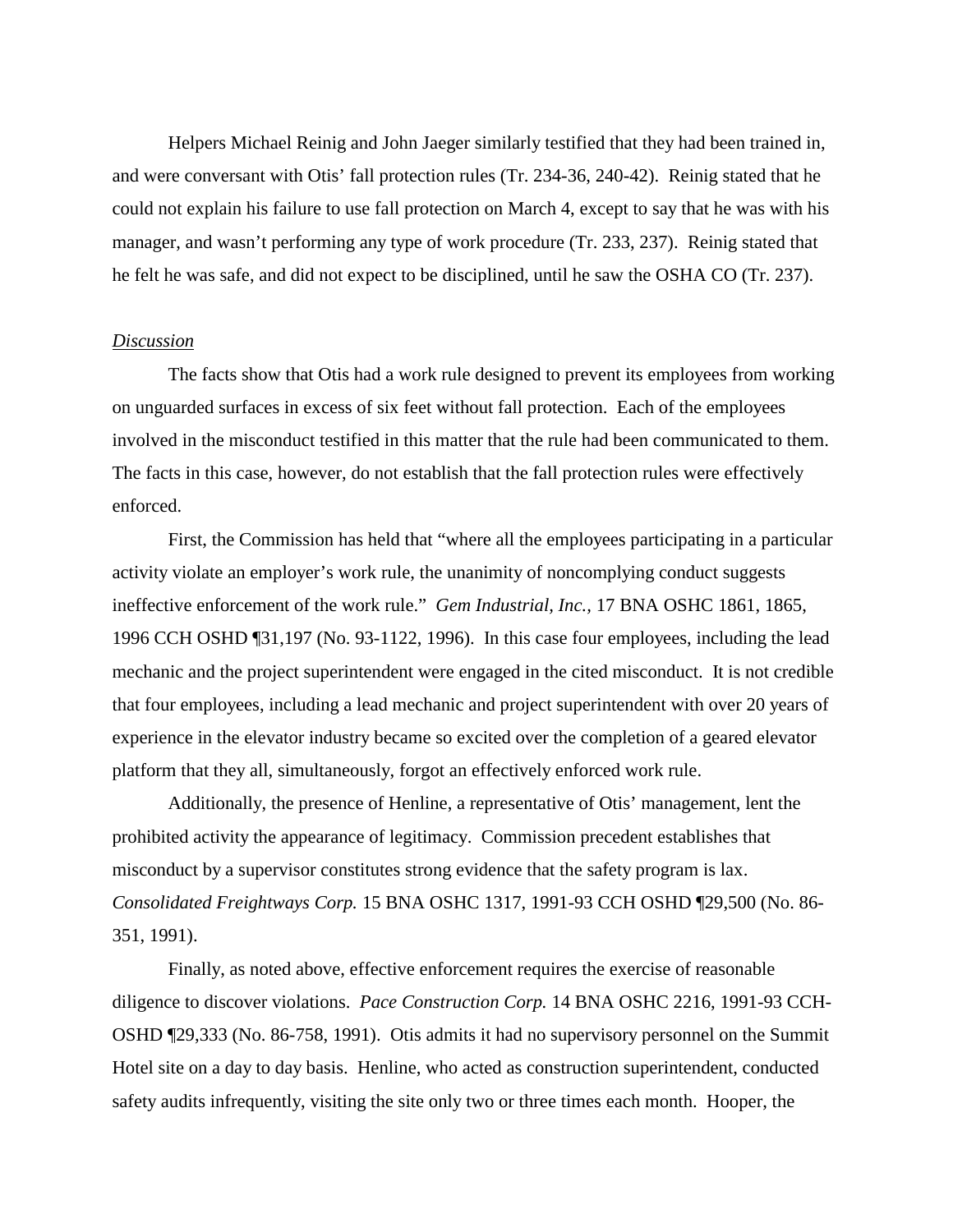Helpers Michael Reinig and John Jaeger similarly testified that they had been trained in, and were conversant with Otis' fall protection rules (Tr. 234-36, 240-42). Reinig stated that he could not explain his failure to use fall protection on March 4, except to say that he was with his manager, and wasn't performing any type of work procedure (Tr. 233, 237). Reinig stated that he felt he was safe, and did not expect to be disciplined, until he saw the OSHA CO (Tr. 237).

*Discussion*

The facts show that Otis had a work rule designed to prevent its employees from working on unguarded surfaces in excess of six feet without fall protection. Each of the employees involved in the misconduct testified in this matter that the rule had been communicated to them. The facts in this case, however, do not establish that the fall protection rules were effectively enforced.

First, the Commission has held that "where all the employees participating in a particular activity violate an employer's work rule, the unanimity of noncomplying conduct suggests ineffective enforcement of the work rule." *Gem Industrial, Inc.,* 17 BNA OSHC 1861, 1865, 1996 CCH OSHD ¶31,197 (No. 93-1122, 1996). In this case four employees, including the lead mechanic and the project superintendent were engaged in the cited misconduct. It is not credible that four employees, including a lead mechanic and project superintendent with over 20 years of experience in the elevator industry became so excited over the completion of a geared elevator platform that they all, simultaneously, forgot an effectively enforced work rule.

Additionally, the presence of Henline, a representative of Otis' management, lent the prohibited activity the appearance of legitimacy. Commission precedent establishes that misconduct by a supervisor constitutes strong evidence that the safety program is lax. *Consolidated Freightways Corp.* 15 BNA OSHC 1317, 1991-93 CCH OSHD ¶29,500 (No. 86-351, 1991).

Finally, as noted above, effective enforcement requires the exercise of reasonable diligence to discover violations. *Pace Construction Corp.* 14 BNA OSHC 2216, 1991-93 CCH-OSHD ¶29,333 (No. 86-758, 1991). Otis admits it had no supervisory personnel on the Summit Hotel site on a day to day basis. Henline, who acted as construction superintendent, conducted safety audits infrequently, visiting the site only two or three times each month. Hooper, the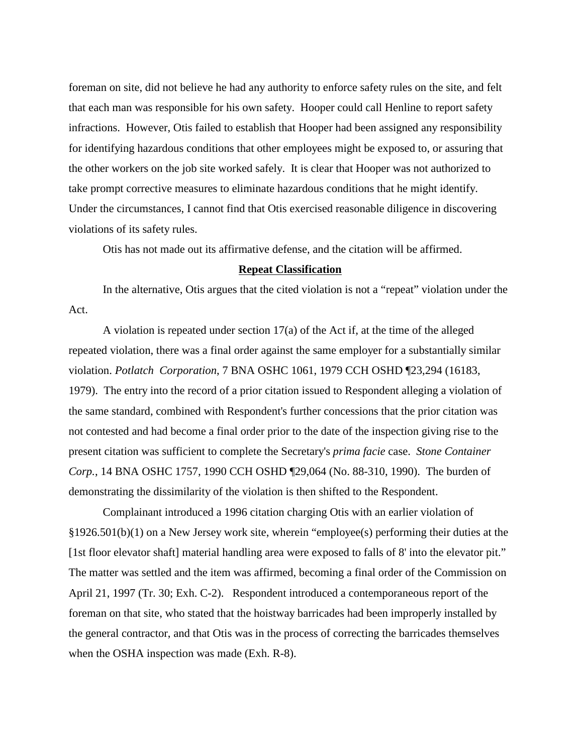foreman on site, did not believe he had any authority to enforce safety rules on the site, and felt that each man was responsible for his own safety. Hooper could call Henline to report safety infractions. However, Otis failed to establish that Hooper had been assigned any responsibility for identifying hazardous conditions that other employees might be exposed to, or assuring that the other workers on the job site worked safely. It is clear that Hooper was not authorized to take prompt corrective measures to eliminate hazardous conditions that he might identify. Under the circumstances, I cannot find that Otis exercised reasonable diligence in discovering violations of its safety rules.

Otis has not made out its affirmative defense, and the citation will be affirmed.

## Repeat Classification

In the alternative, Otis argues that the cited violation is not a "repeat" violation under the Act.

A violation is repeated under section 17(a) of the Act if, at the time of the alleged repeated violation, there was a final order against the same employer for a substantially similar violation. *Potlatch Corporation*, 7 BNA OSHC 1061, 1979 CCH OSHD ¶23,294 (16183, 1979). The entry into the record of a prior citation issued to Respondent alleging a violation of the same standard, combined with Respondent's further concessions that the prior citation was not contested and had become a final order prior to the date of the inspection giving rise to the present citation was sufficient to complete the Secretary's *prima facie* case. *Stone Container Corp.*, 14 BNA OSHC 1757, 1990 CCH OSHD ¶29,064 (No. 88-310, 1990). The burden of demonstrating the dissimilarity of the violation is then shifted to the Respondent.

Complainant introduced a 1996 citation charging Otis with an earlier violation of §1926.501(b)(1) on a New Jersey work site, wherein "employee(s) performing their duties at the [1st floor elevator shaft] material handling area were exposed to falls of 8' into the elevator pit." The matter was settled and the item was affirmed, becoming a final order of the Commission on April 21, 1997 (Tr. 30; Exh. C-2). Respondent introduced a contemporaneous report of the foreman on that site, who stated that the hoistway barricades had been improperly installed by the general contractor, and that Otis was in the process of correcting the barricades themselves when the OSHA inspection was made (Exh. R-8).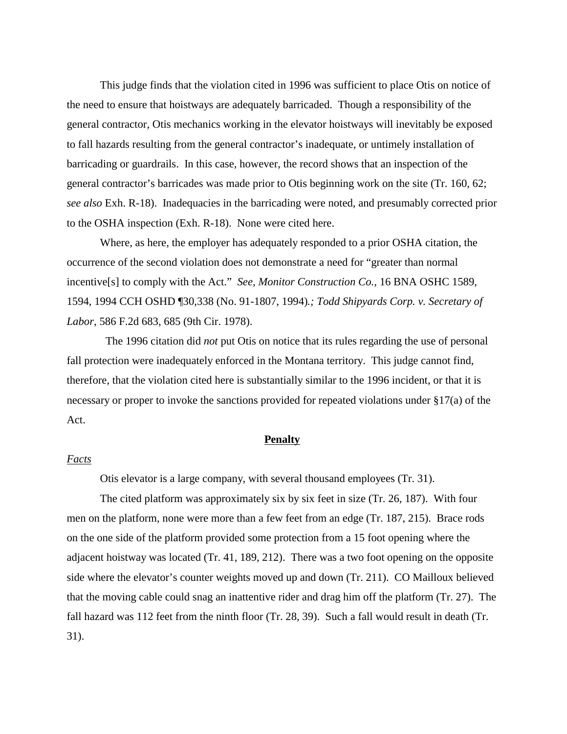This judge finds that the violation cited in 1996 was sufficient to place Otis on notice of the need to ensure that hoistways are adequately barricaded. Though a responsibility of the general contractor, Otis mechanics working in the elevator hoistways will inevitably be exposed to fall hazards resulting from the general contractor's inadequate, or untimely installation of barricading or guardrails. In this case, however, the record shows that an inspection of the general contractor's barricades was made prior to Otis beginning work on the site (Tr. 160, 62; *see also* Exh. R-18). Inadequacies in the barricading were noted, and presumably corrected prior to the OSHA inspection (Exh. R-18). None were cited here.

Where, as here, the employer has adequately responded to a prior OSHA citation, the occurrence of the second violation does not demonstrate a need for "greater than normal incentive[s] to comply with the Act." *See, Monitor Construction Co.,* 16 BNA OSHC 1589, 1594, 1994 CCH OSHD ¶30,338 (No. 91-1807, 1994)*.; Todd Shipyards Corp. v. Secretary of Labor*, 586 F.2d 683, 685 (9th Cir. 1978).

The 1996 citation did *not* put Otis on notice that its rules regarding the use of personal fall protection were inadequately enforced in the Montana territory. This judge cannot find, therefore, that the violation cited here is substantially similar to the 1996 incident, or that it is necessary or proper to invoke the sanctions provided for repeated violations under §17(a) of the Act.

## Penalty

*Facts*

Otis elevator is a large company, with several thousand employees (Tr. 31).

The cited platform was approximately six by six feet in size (Tr. 26, 187). With four men on the platform, none were more than a few feet from an edge (Tr. 187, 215). Brace rods on the one side of the platform provided some protection from a 15 foot opening where the adjacent hoistway was located (Tr. 41, 189, 212). There was a two foot opening on the opposite side where the elevator's counter weights moved up and down (Tr. 211). CO Mailloux believed that the moving cable could snag an inattentive rider and drag him off the platform (Tr. 27). The fall hazard was 112 feet from the ninth floor (Tr. 28, 39). Such a fall would result in death (Tr. 31).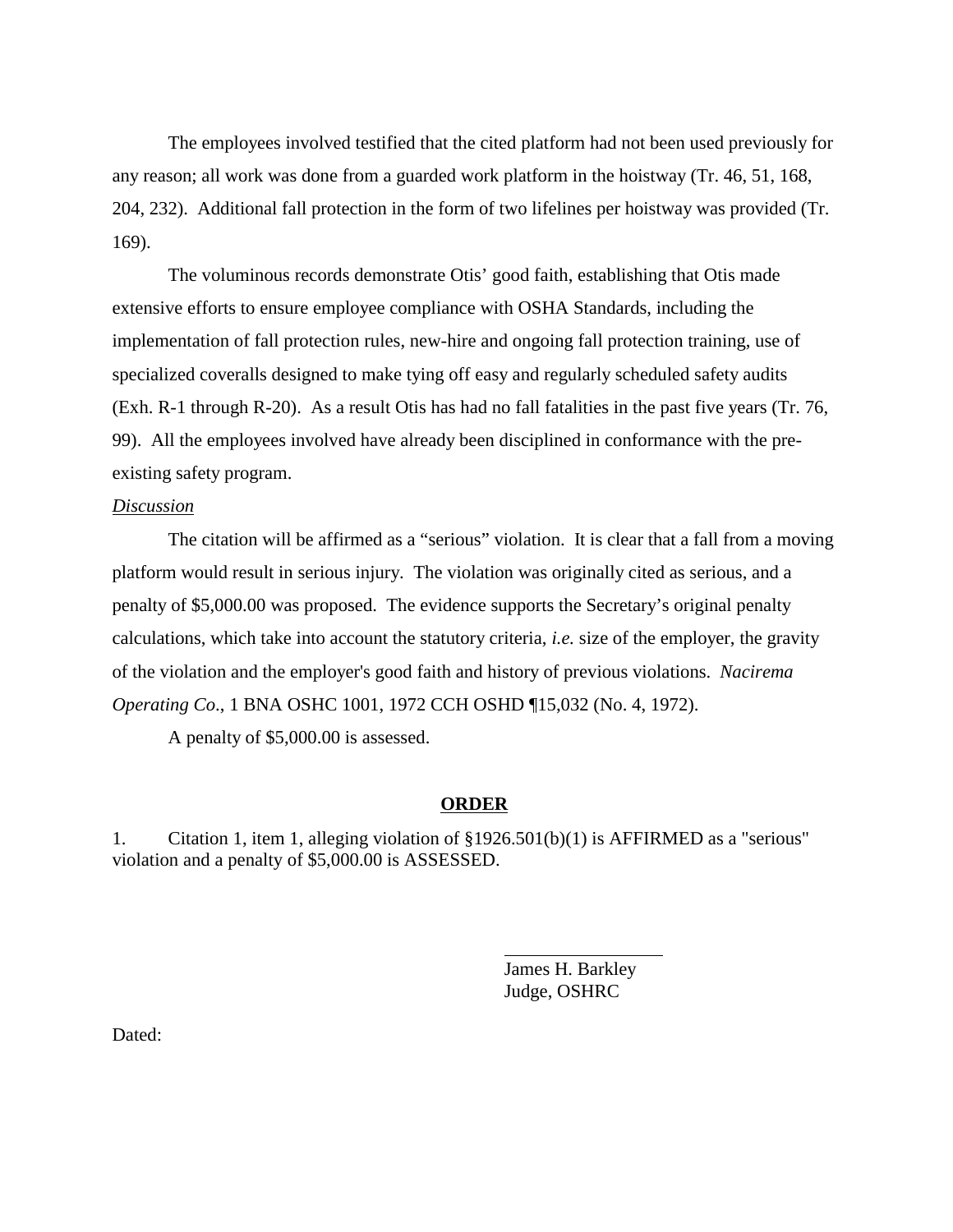The employees involved testified that the cited platform had not been used previously for any reason; all work was done from a guarded work platform in the hoistway (Tr. 46, 51, 168, 204, 232). Additional fall protection in the form of two lifelines per hoistway was provided (Tr. 169).

The voluminous records demonstrate Otis' good faith, establishing that Otis made extensive efforts to ensure employee compliance with OSHA Standards, including the implementation of fall protection rules, new-hire and ongoing fall protection training, use of specialized coveralls designed to make tying off easy and regularly scheduled safety audits (Exh. R-1 through R-20). As a result Otis has had no fall fatalities in the past five years (Tr. 76, 99). All the employees involved have already been disciplined in conformance with the pre-existing safety program.

<u>*Discussion*</u>

The citation will be affirmed as a "serious" violation. It is clear that a fall from a moving platform would result in serious injury. The violation was originally cited as serious, and a penalty of $5,000.00 was proposed. The evidence supports the Secretary's original penalty calculations, which take into account the statutory criteria, *i.e.* size of the employer, the gravity of the violation and the employer's good faith and history of previous violations. *Nacirema Operating Co*., 1 BNA OSHC 1001, 1972 CCH OSHD ¶15,032 (No. 4, 1972).

A penalty of $5,000.00 is assessed.

## **<u>ORDER</u>**

1. Citation 1, item 1, alleging violation of §1926.501(b)(1) is AFFIRMED as a "serious" violation and a penalty of $5,000.00 is ASSESSED.

\_\_\_\_\_\_\_\_\_\_\_\_\_\_\_\_\_\_\_\_

James H. Barkley
Judge, OSHRC

Dated: